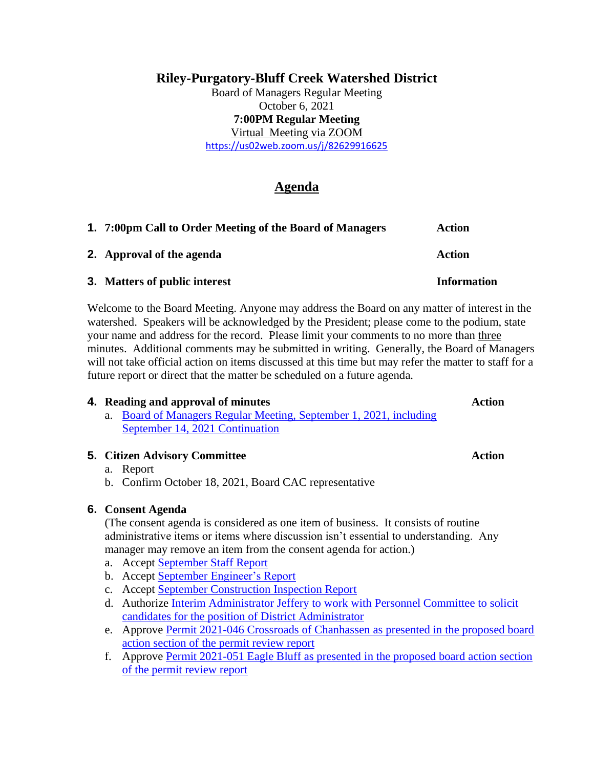# Riley-Purgatory-Bluff Creek Watershed District

Board of Managers Regular Meeting
October 6, 2021
**7:00PM Regular Meeting**
Virtual Meeting via ZOOM
https://us02web.zoom.us/j/82629916625

## Agenda

1. **7:00pm Call to Order Meeting of the Board of Managers** — **Action**

2. **Approval of the agenda** — **Action**

3. **Matters of public interest** — **Information**

Welcome to the Board Meeting. Anyone may address the Board on any matter of interest in the watershed. Speakers will be acknowledged by the President; please come to the podium, state your name and address for the record. Please limit your comments to no more than three minutes. Additional comments may be submitted in writing. Generally, the Board of Managers will not take official action on items discussed at this time but may refer the matter to staff for a future report or direct that the matter be scheduled on a future agenda.

4. **Reading and approval of minutes** — **Action**
   a. Board of Managers Regular Meeting, September 1, 2021, including September 14, 2021 Continuation

5. **Citizen Advisory Committee** — **Action**
   a. Report
   b. Confirm October 18, 2021, Board CAC representative

6. **Consent Agenda**

   (The consent agenda is considered as one item of business. It consists of routine administrative items or items where discussion isn't essential to understanding. Any manager may remove an item from the consent agenda for action.)

   a. Accept September Staff Report
   b. Accept September Engineer's Report
   c. Accept September Construction Inspection Report
   d. Authorize Interim Administrator Jeffery to work with Personnel Committee to solicit candidates for the position of District Administrator
   e. Approve Permit 2021-046 Crossroads of Chanhassen as presented in the proposed board action section of the permit review report
   f. Approve Permit 2021-051 Eagle Bluff as presented in the proposed board action section of the permit review report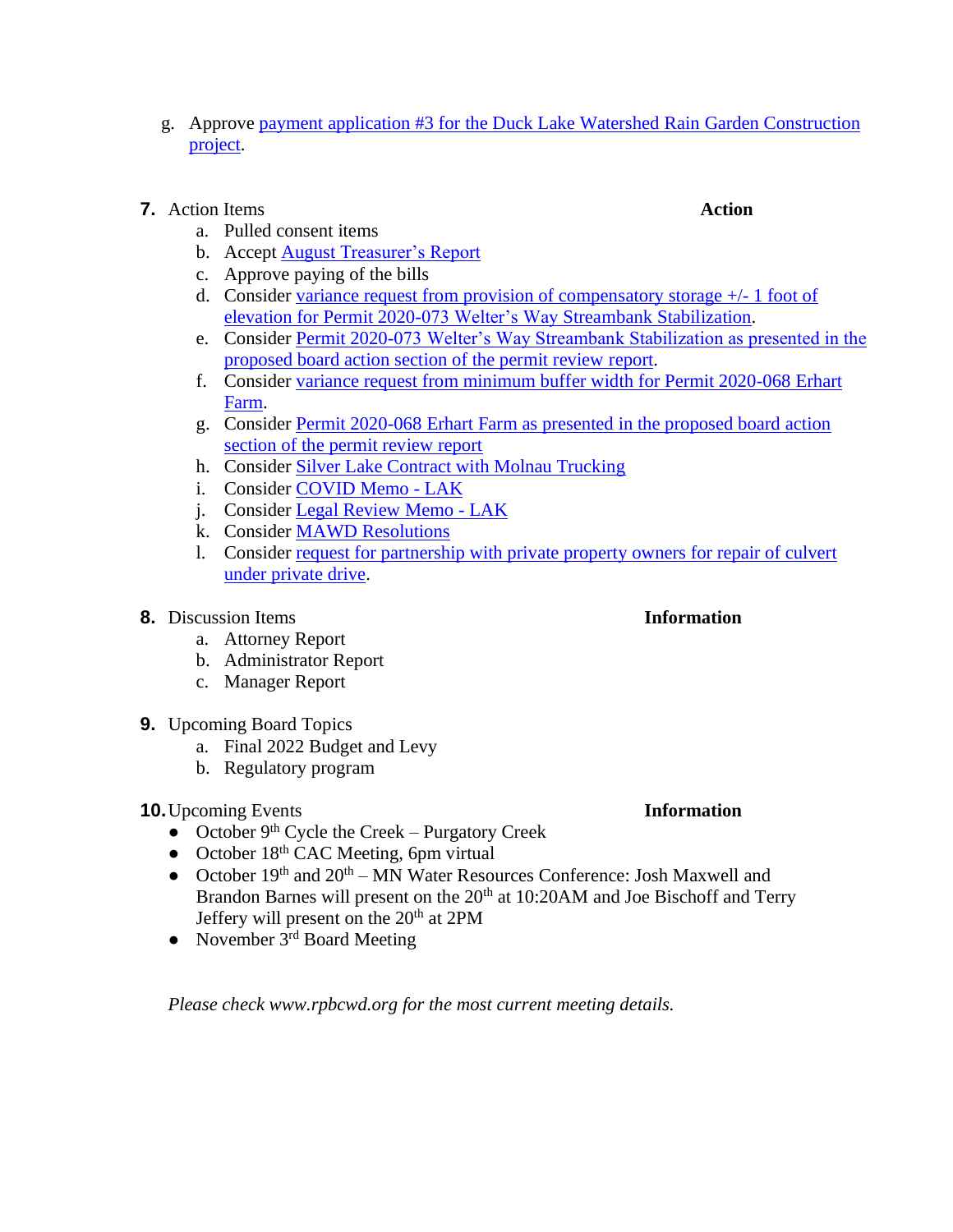g. Approve payment application #3 for the Duck Lake Watershed Rain Garden Construction project.

**7.** Action Items **Action**

a. Pulled consent items
b. Accept August Treasurer's Report
c. Approve paying of the bills
d. Consider variance request from provision of compensatory storage +/- 1 foot of elevation for Permit 2020-073 Welter's Way Streambank Stabilization.
e. Consider Permit 2020-073 Welter's Way Streambank Stabilization as presented in the proposed board action section of the permit review report.
f. Consider variance request from minimum buffer width for Permit 2020-068 Erhart Farm.
g. Consider Permit 2020-068 Erhart Farm as presented in the proposed board action section of the permit review report
h. Consider Silver Lake Contract with Molnau Trucking
i. Consider COVID Memo - LAK
j. Consider Legal Review Memo - LAK
k. Consider MAWD Resolutions
l. Consider request for partnership with private property owners for repair of culvert under private drive.

**8.** Discussion Items **Information**

a. Attorney Report
b. Administrator Report
c. Manager Report

**9.** Upcoming Board Topics

a. Final 2022 Budget and Levy
b. Regulatory program

**10.** Upcoming Events **Information**

- October 9th Cycle the Creek – Purgatory Creek
- October 18th CAC Meeting, 6pm virtual
- October 19th and 20th – MN Water Resources Conference: Josh Maxwell and Brandon Barnes will present on the 20th at 10:20AM and Joe Bischoff and Terry Jeffery will present on the 20th at 2PM
- November 3rd Board Meeting

*Please check www.rpbcwd.org for the most current meeting details.*